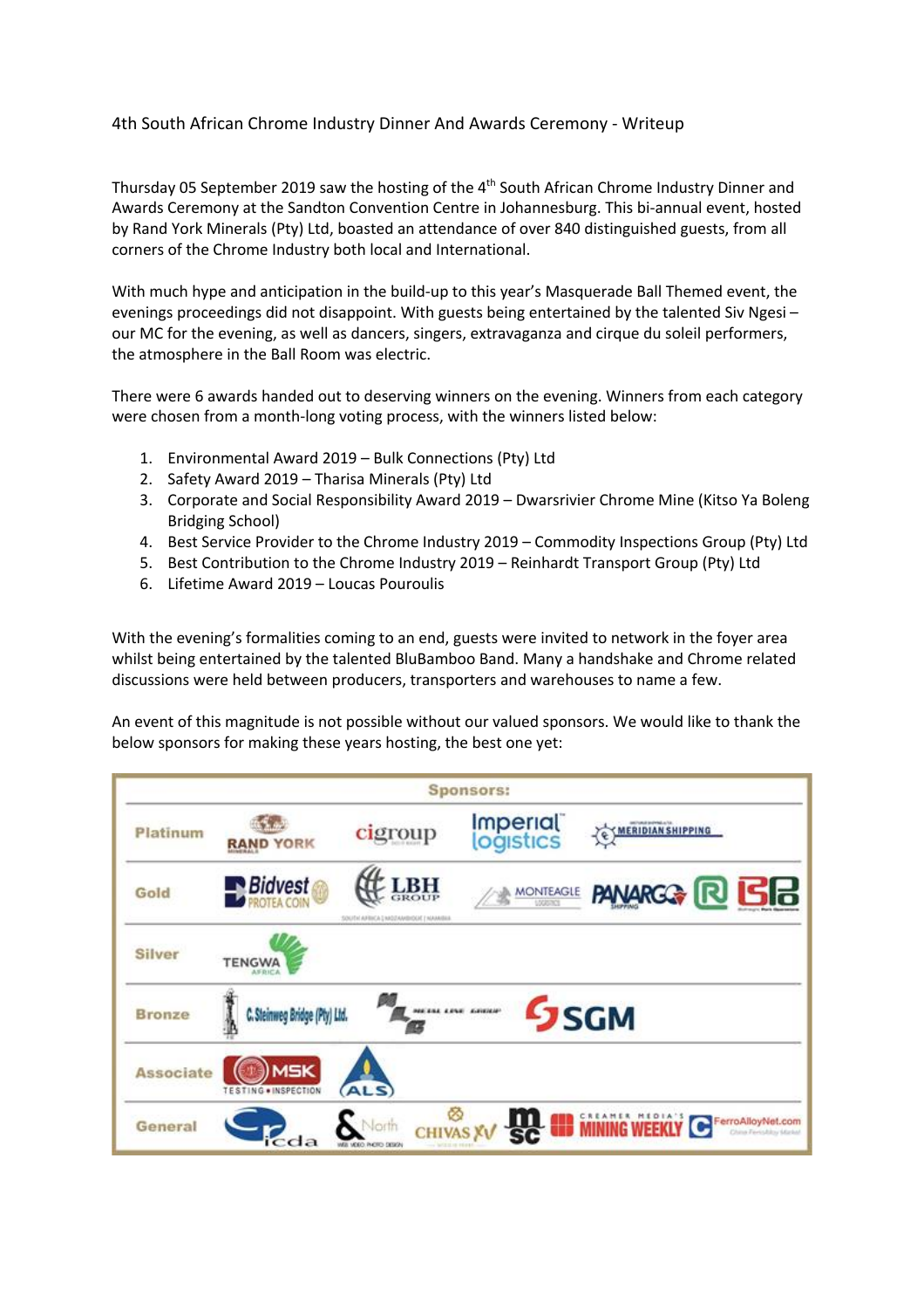4th South African Chrome Industry Dinner And Awards Ceremony - Writeup

Thursday 05 September 2019 saw the hosting of the 4th South African Chrome Industry Dinner and Awards Ceremony at the Sandton Convention Centre in Johannesburg. This bi-annual event, hosted by Rand York Minerals (Pty) Ltd, boasted an attendance of over 840 distinguished guests, from all corners of the Chrome Industry both local and International.

With much hype and anticipation in the build-up to this year's Masquerade Ball Themed event, the evenings proceedings did not disappoint. With guests being entertained by the talented Siv Ngesi – our MC for the evening, as well as dancers, singers, extravaganza and cirque du soleil performers, the atmosphere in the Ball Room was electric.

There were 6 awards handed out to deserving winners on the evening. Winners from each category were chosen from a month-long voting process, with the winners listed below:

1. Environmental Award 2019 – Bulk Connections (Pty) Ltd
2. Safety Award 2019 – Tharisa Minerals (Pty) Ltd
3. Corporate and Social Responsibility Award 2019 – Dwarsrivier Chrome Mine (Kitso Ya Boleng Bridging School)
4. Best Service Provider to the Chrome Industry 2019 – Commodity Inspections Group (Pty) Ltd
5. Best Contribution to the Chrome Industry 2019 – Reinhardt Transport Group (Pty) Ltd
6. Lifetime Award 2019 – Loucas Pouroulis

With the evening's formalities coming to an end, guests were invited to network in the foyer area whilst being entertained by the talented BluBamboo Band. Many a handshake and Chrome related discussions were held between producers, transporters and warehouses to name a few.

An event of this magnitude is not possible without our valued sponsors. We would like to thank the below sponsors for making these years hosting, the best one yet:

**Sponsors:**

| Tier | Sponsors |
|---|---|
| Platinum | Rand York Minerals, cigroup, Imperial logistics, Meridian Shipping |
| Gold | Bidvest Protea Coin, LBH Group, Monteagle Logistics, Panargo Shipping |
| Silver | Tengwa Africa |
| Bronze | C. Steinweg Bridge (Pty) Ltd., Metal Line Group, SGM |
| Associate | MSK Testing • Inspection, ALS |
| General | icda, North, Chivas XV, msc, Creamer Media's Mining Weekly, FerroAlloyNet.com |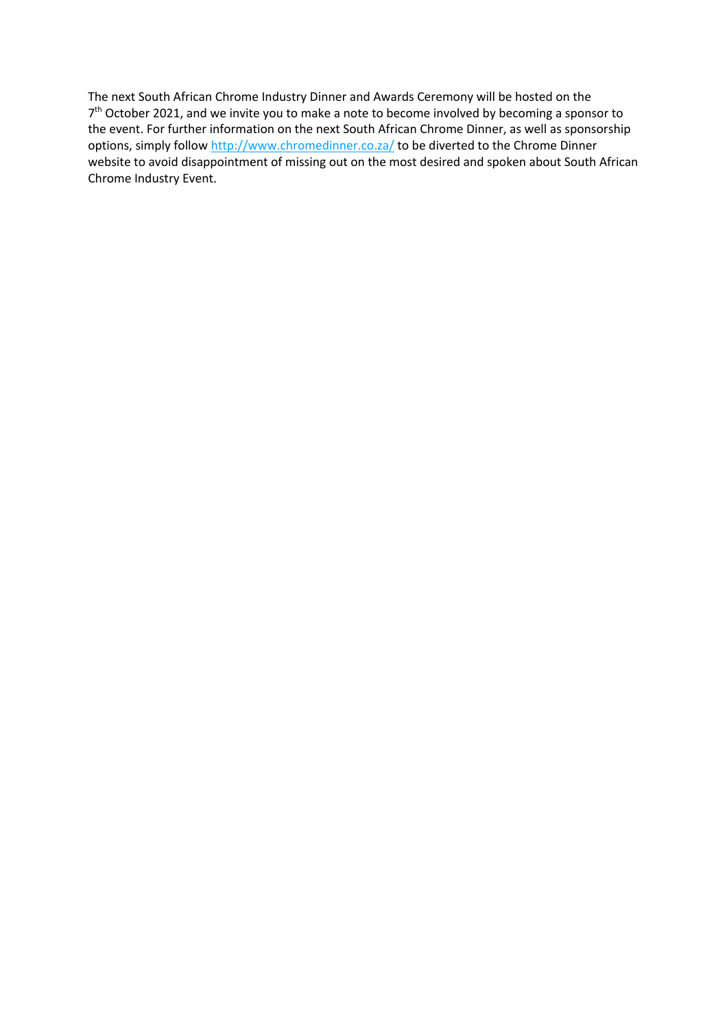The next South African Chrome Industry Dinner and Awards Ceremony will be hosted on the 7th October 2021, and we invite you to make a note to become involved by becoming a sponsor to the event. For further information on the next South African Chrome Dinner, as well as sponsorship options, simply follow http://www.chromedinner.co.za/ to be diverted to the Chrome Dinner website to avoid disappointment of missing out on the most desired and spoken about South African Chrome Industry Event.